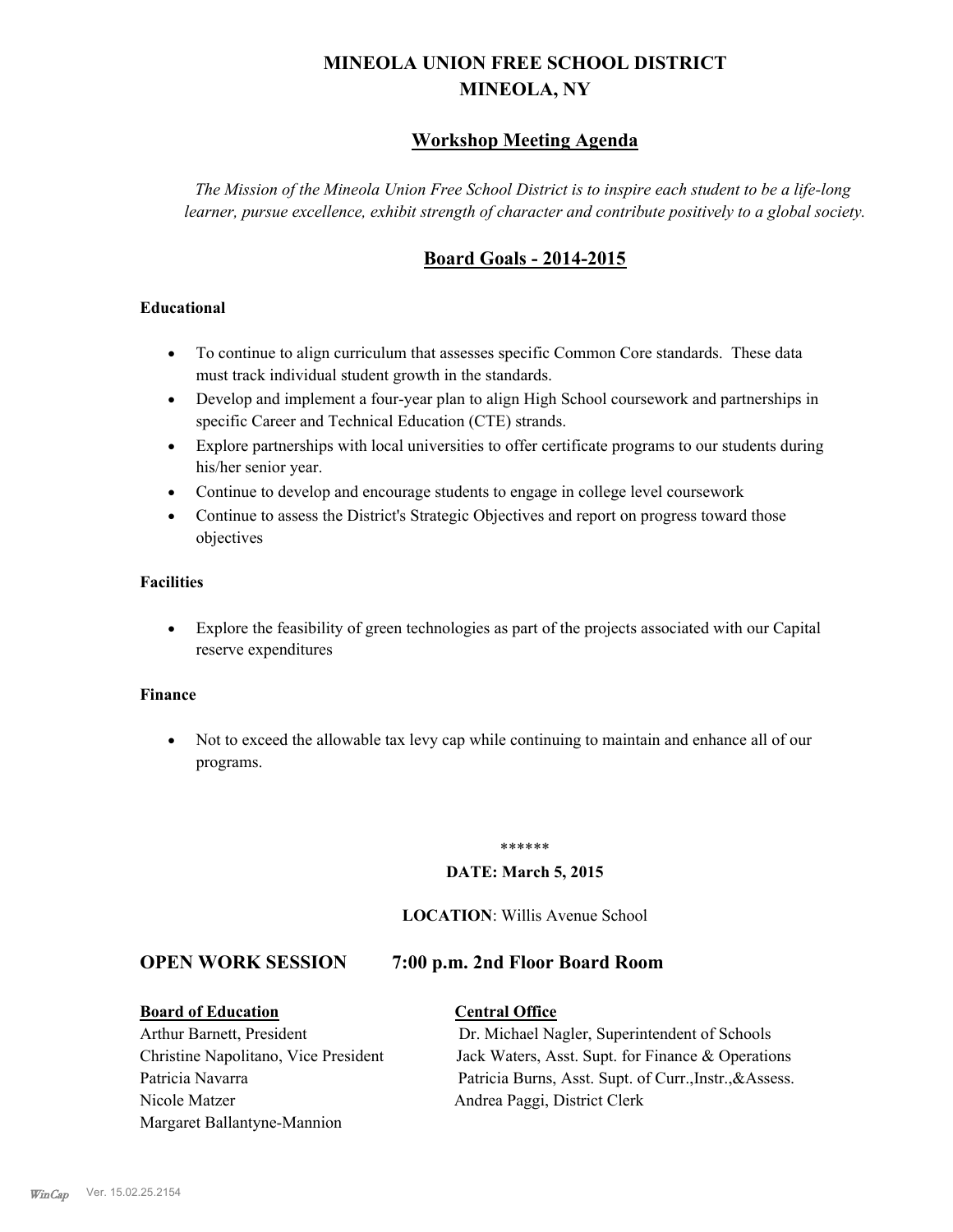# MINEOLA UNION FREE SCHOOL DISTRICT
# MINEOLA, NY

## Workshop Meeting Agenda

*The Mission of the Mineola Union Free School District is to inspire each student to be a life-long learner, pursue excellence, exhibit strength of character and contribute positively to a global society.*

## Board Goals - 2014-2015

**Educational**

- To continue to align curriculum that assesses specific Common Core standards. These data must track individual student growth in the standards.
- Develop and implement a four-year plan to align High School coursework and partnerships in specific Career and Technical Education (CTE) strands.
- Explore partnerships with local universities to offer certificate programs to our students during his/her senior year.
- Continue to develop and encourage students to engage in college level coursework
- Continue to assess the District's Strategic Objectives and report on progress toward those objectives

**Facilities**

- Explore the feasibility of green technologies as part of the projects associated with our Capital reserve expenditures

**Finance**

- Not to exceed the allowable tax levy cap while continuing to maintain and enhance all of our programs.

******

**DATE: March 5, 2015**

**LOCATION**: Willis Avenue School

## OPEN WORK SESSION 7:00 p.m. 2nd Floor Board Room

**Board of Education**

Arthur Barnett, President
Christine Napolitano, Vice President
Patricia Navarra
Nicole Matzer
Margaret Ballantyne-Mannion

**Central Office**

Dr. Michael Nagler, Superintendent of Schools
Jack Waters, Asst. Supt. for Finance & Operations
Patricia Burns, Asst. Supt. of Curr.,Instr.,&Assess.
Andrea Paggi, District Clerk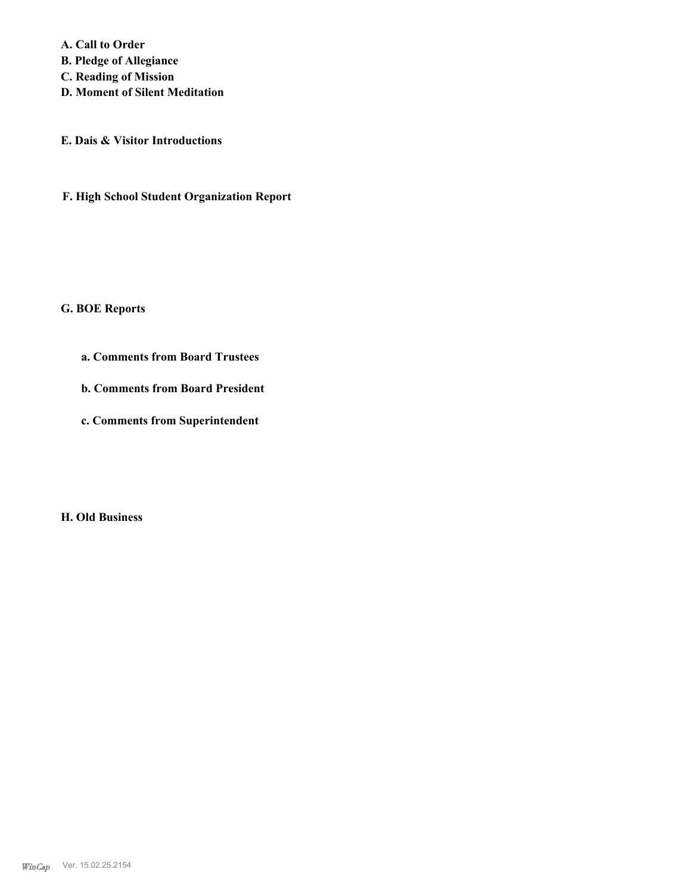**A. Call to Order**
**B. Pledge of Allegiance**
**C. Reading of Mission**
**D. Moment of Silent Meditation**

**E. Dais & Visitor Introductions**

**F. High School Student Organization Report**

**G. BOE Reports**

**a. Comments from Board Trustees**

**b. Comments from Board President**

**c. Comments from Superintendent**

**H. Old Business**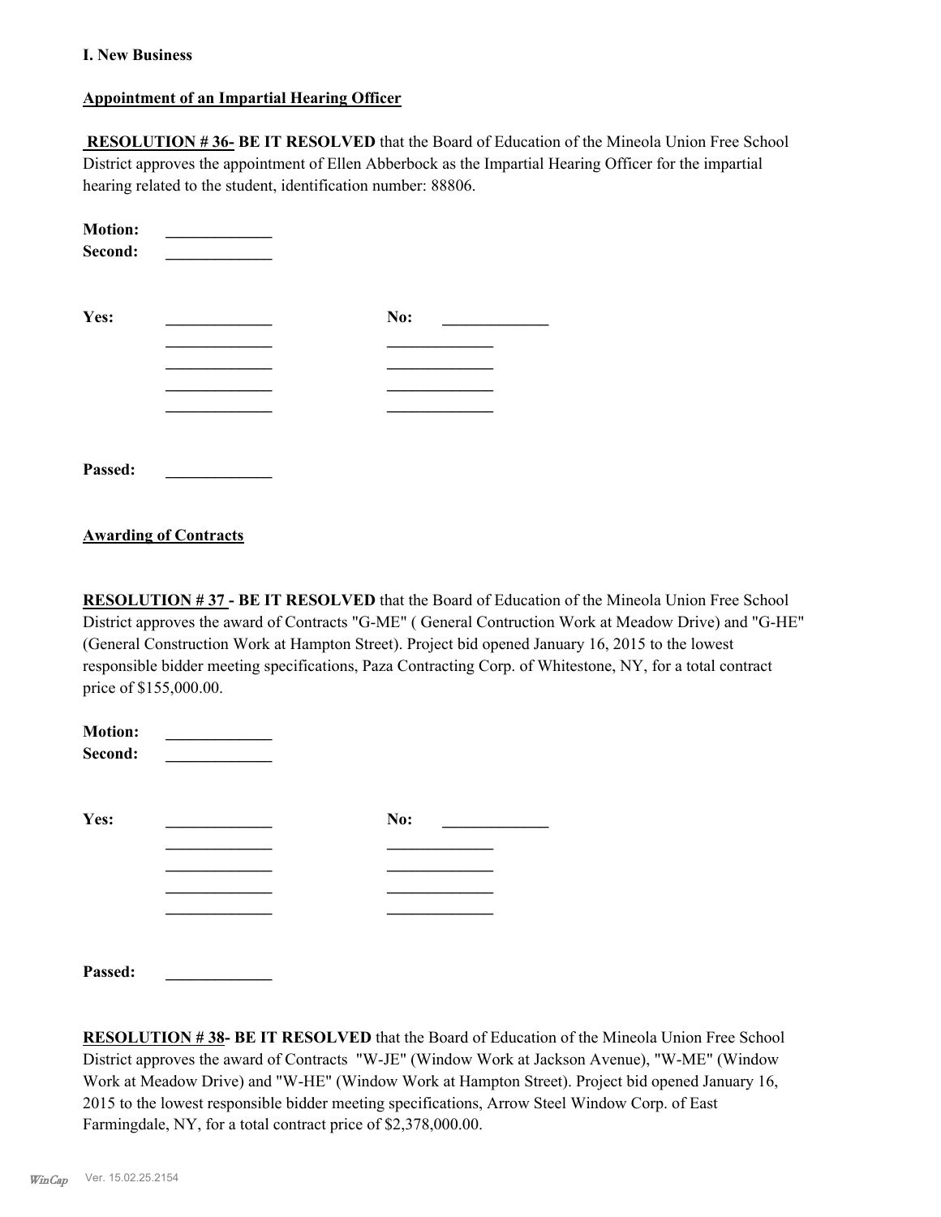**I. New Business**

**Appointment of an Impartial Hearing Officer**

**RESOLUTION # 36- BE IT RESOLVED** that the Board of Education of the Mineola Union Free School District approves the appointment of Ellen Abberbock as the Impartial Hearing Officer for the impartial hearing related to the student, identification number: 88806.

**Motion:** _____________
**Second:** _____________

**Yes:** _____________ **No:** _____________
_____________ _____________
_____________ _____________
_____________ _____________
_____________ _____________

**Passed:** _____________

**Awarding of Contracts**

**RESOLUTION # 37 - BE IT RESOLVED** that the Board of Education of the Mineola Union Free School District approves the award of Contracts "G-ME" ( General Contruction Work at Meadow Drive) and "G-HE" (General Construction Work at Hampton Street). Project bid opened January 16, 2015 to the lowest responsible bidder meeting specifications, Paza Contracting Corp. of Whitestone, NY, for a total contract price of $155,000.00.

**Motion:** _____________
**Second:** _____________

**Yes:** _____________ **No:** _____________
_____________ _____________
_____________ _____________
_____________ _____________
_____________ _____________

**Passed:** _____________

**RESOLUTION # 38- BE IT RESOLVED** that the Board of Education of the Mineola Union Free School District approves the award of Contracts "W-JE" (Window Work at Jackson Avenue), "W-ME" (Window Work at Meadow Drive) and "W-HE" (Window Work at Hampton Street). Project bid opened January 16, 2015 to the lowest responsible bidder meeting specifications, Arrow Steel Window Corp. of East Farmingdale, NY, for a total contract price of $2,378,000.00.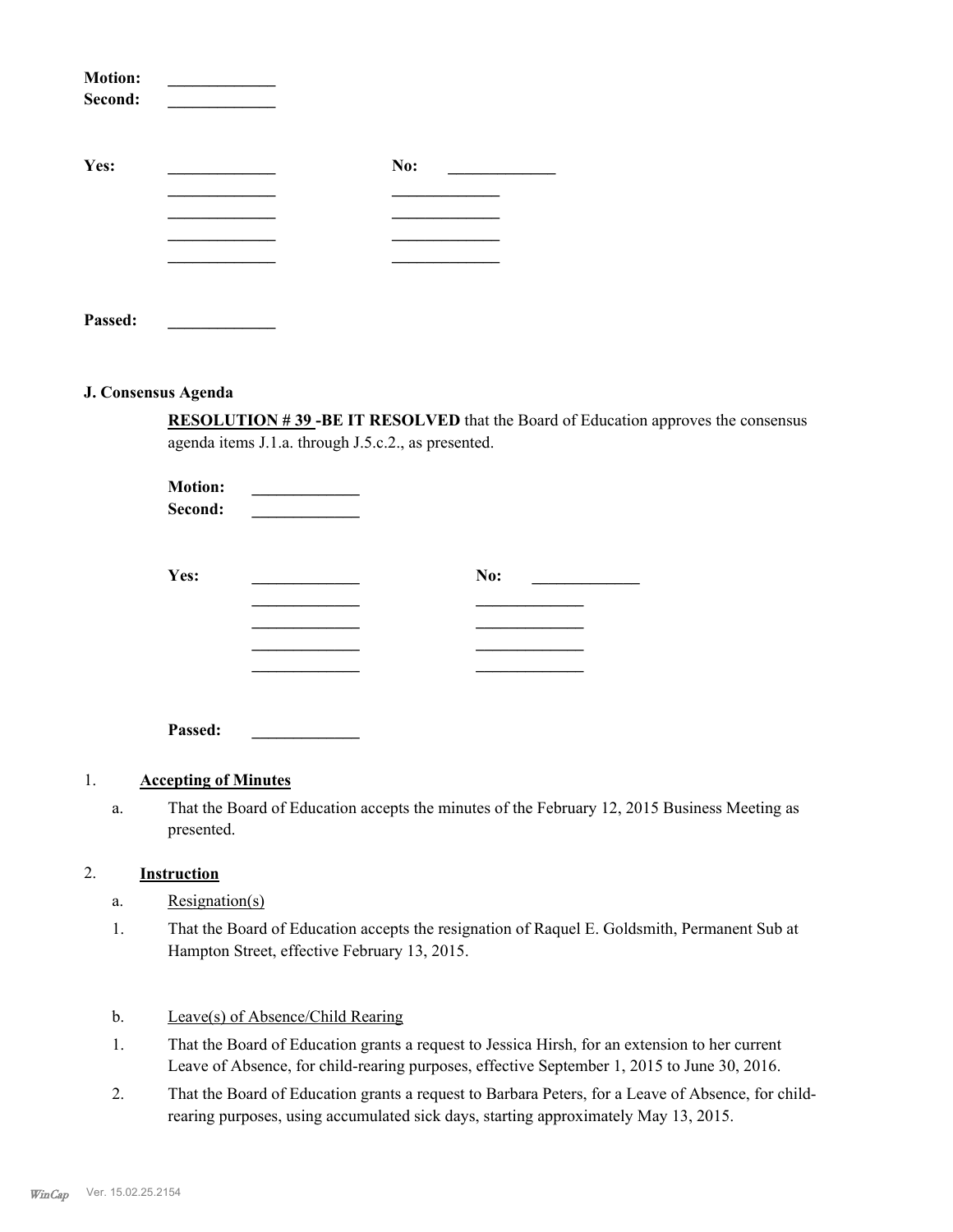**Motion:** _____________
**Second:** _____________

**Yes:** _____________ **No:** _____________
_____________ _____________
_____________ _____________
_____________ _____________
_____________ _____________

**Passed:** _____________

### J. Consensus Agenda

**RESOLUTION # 39 -BE IT RESOLVED** that the Board of Education approves the consensus agenda items J.1.a. through J.5.c.2., as presented.

**Motion:** _____________
**Second:** _____________

**Yes:** _____________ **No:** _____________
_____________ _____________
_____________ _____________
_____________ _____________
_____________ _____________

**Passed:** _____________

1. **Accepting of Minutes**

   a. That the Board of Education accepts the minutes of the February 12, 2015 Business Meeting as presented.

2. **Instruction**

   a. Resignation(s)

   1. That the Board of Education accepts the resignation of Raquel E. Goldsmith, Permanent Sub at Hampton Street, effective February 13, 2015.

   b. Leave(s) of Absence/Child Rearing

   1. That the Board of Education grants a request to Jessica Hirsh, for an extension to her current Leave of Absence, for child-rearing purposes, effective September 1, 2015 to June 30, 2016.
   2. That the Board of Education grants a request to Barbara Peters, for a Leave of Absence, for child-rearing purposes, using accumulated sick days, starting approximately May 13, 2015.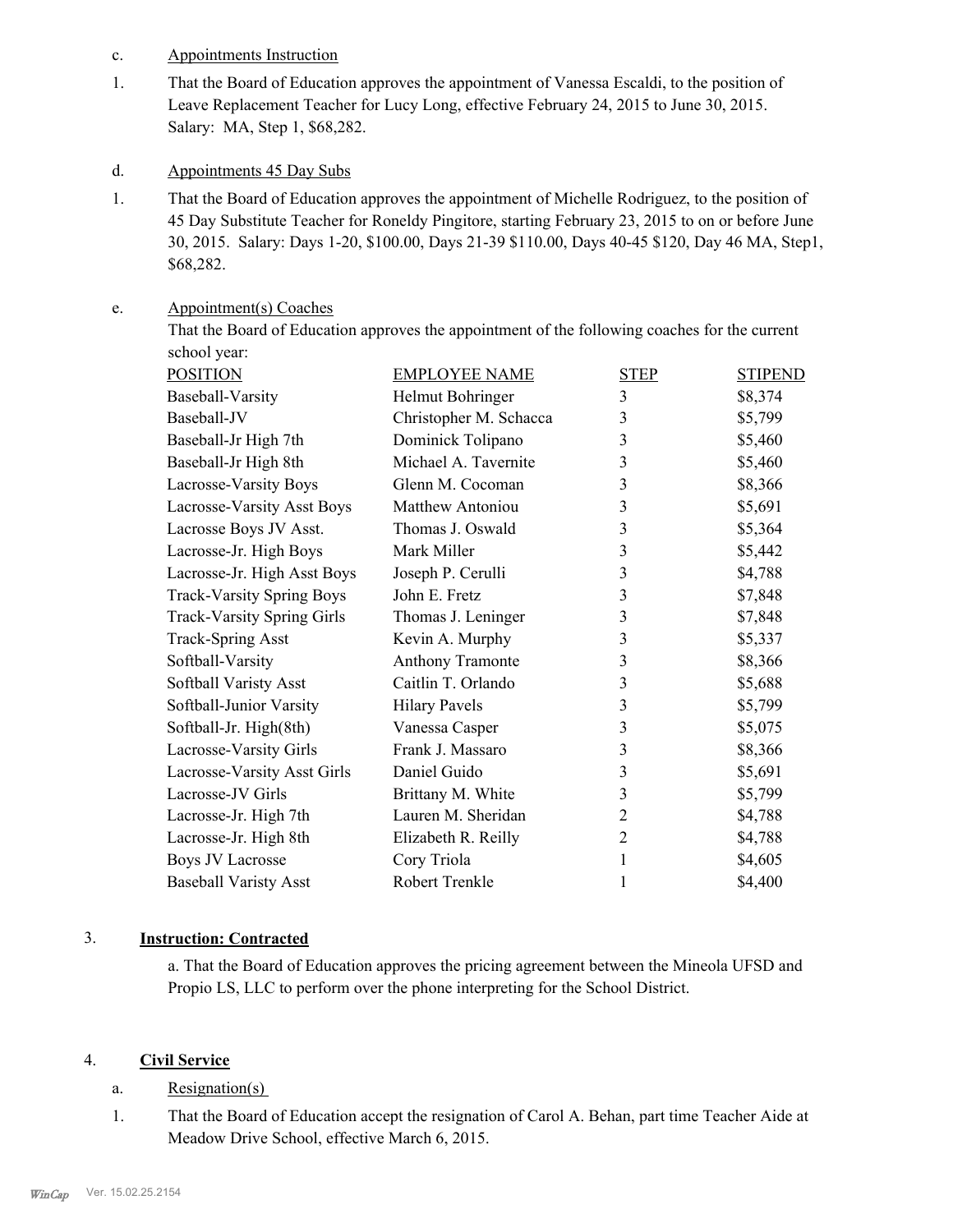c. Appointments Instruction

1. That the Board of Education approves the appointment of Vanessa Escaldi, to the position of Leave Replacement Teacher for Lucy Long, effective February 24, 2015 to June 30, 2015. Salary: MA, Step 1, $68,282.

d. Appointments 45 Day Subs

1. That the Board of Education approves the appointment of Michelle Rodriguez, to the position of 45 Day Substitute Teacher for Roneldy Pingitore, starting February 23, 2015 to on or before June 30, 2015. Salary: Days 1-20, $100.00, Days 21-39 $110.00, Days 40-45 $120, Day 46 MA, Step1, $68,282.

e. Appointment(s) Coaches

That the Board of Education approves the appointment of the following coaches for the current school year:

| POSITION | EMPLOYEE NAME | STEP | STIPEND |
|---|---|---|---|
| Baseball-Varsity | Helmut Bohringer | 3 | $8,374 |
| Baseball-JV | Christopher M. Schacca | 3 | $5,799 |
| Baseball-Jr High 7th | Dominick Tolipano | 3 | $5,460 |
| Baseball-Jr High 8th | Michael A. Tavernite | 3 | $5,460 |
| Lacrosse-Varsity Boys | Glenn M. Cocoman | 3 | $8,366 |
| Lacrosse-Varsity Asst Boys | Matthew Antoniou | 3 | $5,691 |
| Lacrosse Boys JV Asst. | Thomas J. Oswald | 3 | $5,364 |
| Lacrosse-Jr. High Boys | Mark Miller | 3 | $5,442 |
| Lacrosse-Jr. High Asst Boys | Joseph P. Cerulli | 3 | $4,788 |
| Track-Varsity Spring Boys | John E. Fretz | 3 | $7,848 |
| Track-Varsity Spring Girls | Thomas J. Leninger | 3 | $7,848 |
| Track-Spring Asst | Kevin A. Murphy | 3 | $5,337 |
| Softball-Varsity | Anthony Tramonte | 3 | $8,366 |
| Softball Varisty Asst | Caitlin T. Orlando | 3 | $5,688 |
| Softball-Junior Varsity | Hilary Pavels | 3 | $5,799 |
| Softball-Jr. High(8th) | Vanessa Casper | 3 | $5,075 |
| Lacrosse-Varsity Girls | Frank J. Massaro | 3 | $8,366 |
| Lacrosse-Varsity Asst Girls | Daniel Guido | 3 | $5,691 |
| Lacrosse-JV Girls | Brittany M. White | 3 | $5,799 |
| Lacrosse-Jr. High 7th | Lauren M. Sheridan | 2 | $4,788 |
| Lacrosse-Jr. High 8th | Elizabeth R. Reilly | 2 | $4,788 |
| Boys JV Lacrosse | Cory Triola | 1 | $4,605 |
| Baseball Varisty Asst | Robert Trenkle | 1 | $4,400 |

3. **Instruction: Contracted**

a. That the Board of Education approves the pricing agreement between the Mineola UFSD and Propio LS, LLC to perform over the phone interpreting for the School District.

4. **Civil Service**

a. Resignation(s)

1. That the Board of Education accept the resignation of Carol A. Behan, part time Teacher Aide at Meadow Drive School, effective March 6, 2015.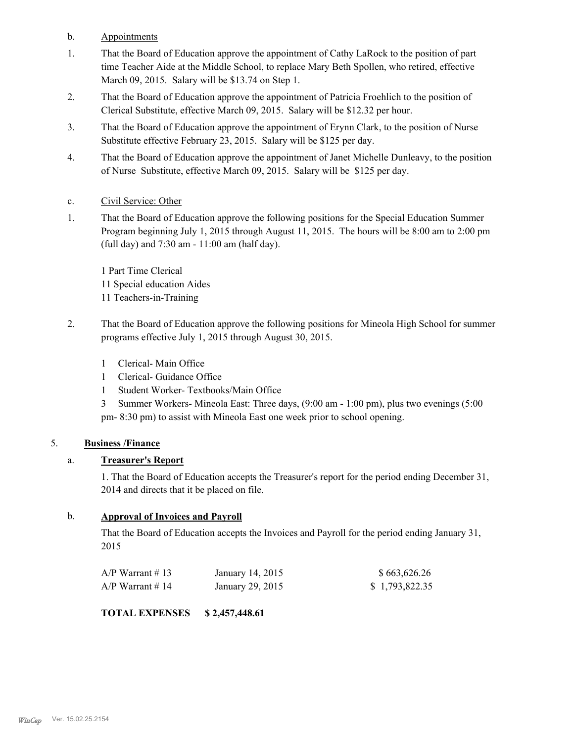b. Appointments

1. That the Board of Education approve the appointment of Cathy LaRock to the position of part time Teacher Aide at the Middle School, to replace Mary Beth Spollen, who retired, effective March 09, 2015. Salary will be $13.74 on Step 1.

2. That the Board of Education approve the appointment of Patricia Froehlich to the position of Clerical Substitute, effective March 09, 2015. Salary will be $12.32 per hour.

3. That the Board of Education approve the appointment of Erynn Clark, to the position of Nurse Substitute effective February 23, 2015. Salary will be $125 per day.

4. That the Board of Education approve the appointment of Janet Michelle Dunleavy, to the position of Nurse Substitute, effective March 09, 2015. Salary will be $125 per day.

c. Civil Service: Other

1. That the Board of Education approve the following positions for the Special Education Summer Program beginning July 1, 2015 through August 11, 2015. The hours will be 8:00 am to 2:00 pm (full day) and 7:30 am - 11:00 am (half day).

   1 Part Time Clerical
   11 Special education Aides
   11 Teachers-in-Training

2. That the Board of Education approve the following positions for Mineola High School for summer programs effective July 1, 2015 through August 30, 2015.

   1 Clerical- Main Office
   1 Clerical- Guidance Office
   1 Student Worker- Textbooks/Main Office
   3 Summer Workers- Mineola East: Three days, (9:00 am - 1:00 pm), plus two evenings (5:00 pm- 8:30 pm) to assist with Mineola East one week prior to school opening.

5. **Business /Finance**

a. **Treasurer's Report**

1. That the Board of Education accepts the Treasurer's report for the period ending December 31, 2014 and directs that it be placed on file.

b. **Approval of Invoices and Payroll**

That the Board of Education accepts the Invoices and Payroll for the period ending January 31, 2015

| | | |
|---|---|---|
| A/P Warrant # 13 | January 14, 2015 | $ 663,626.26 |
| A/P Warrant # 14 | January 29, 2015 | $ 1,793,822.35 |

**TOTAL EXPENSES $ 2,457,448.61**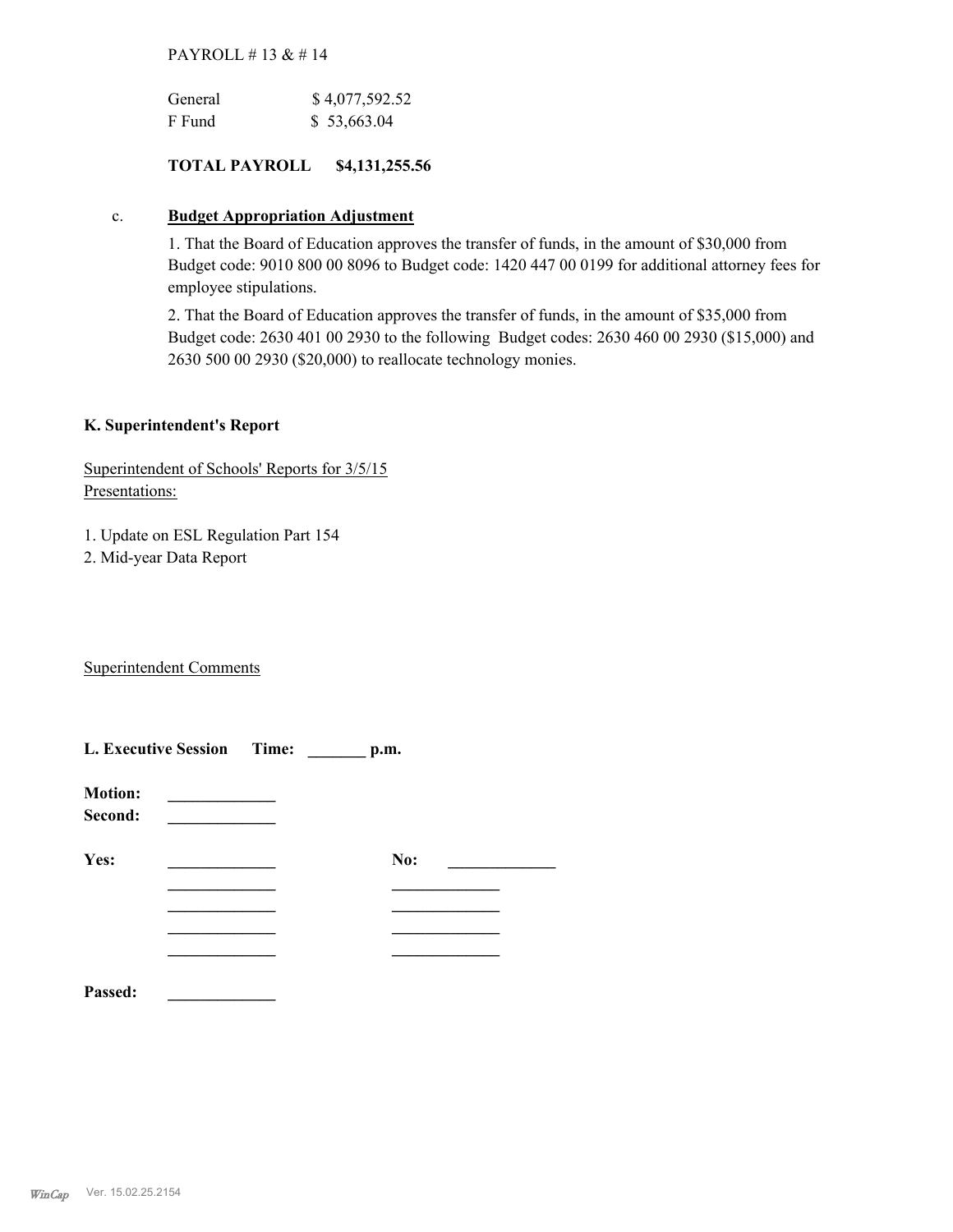PAYROLL # 13 & # 14

| | |
|---|---|
| General | $ 4,077,592.52 |
| F Fund | $ 53,663.04 |

**TOTAL PAYROLL $4,131,255.56**

c. **Budget Appropriation Adjustment**

1. That the Board of Education approves the transfer of funds, in the amount of $30,000 from Budget code: 9010 800 00 8096 to Budget code: 1420 447 00 0199 for additional attorney fees for employee stipulations.

2. That the Board of Education approves the transfer of funds, in the amount of $35,000 from Budget code: 2630 401 00 2930 to the following Budget codes: 2630 460 00 2930 ($15,000) and 2630 500 00 2930 ($20,000) to reallocate technology monies.

**K. Superintendent's Report**

Superintendent of Schools' Reports for 3/5/15
Presentations:

1. Update on ESL Regulation Part 154
2. Mid-year Data Report

Superintendent Comments

**L. Executive Session Time: _______ p.m.**

**Motion:** _____________
**Second:** _____________

| | | | |
|---|---|---|---|
| **Yes:** | _____________ | **No:** | _____________ |
| | _____________ | | _____________ |
| | _____________ | | _____________ |
| | _____________ | | _____________ |
| | _____________ | | _____________ |

**Passed:** _____________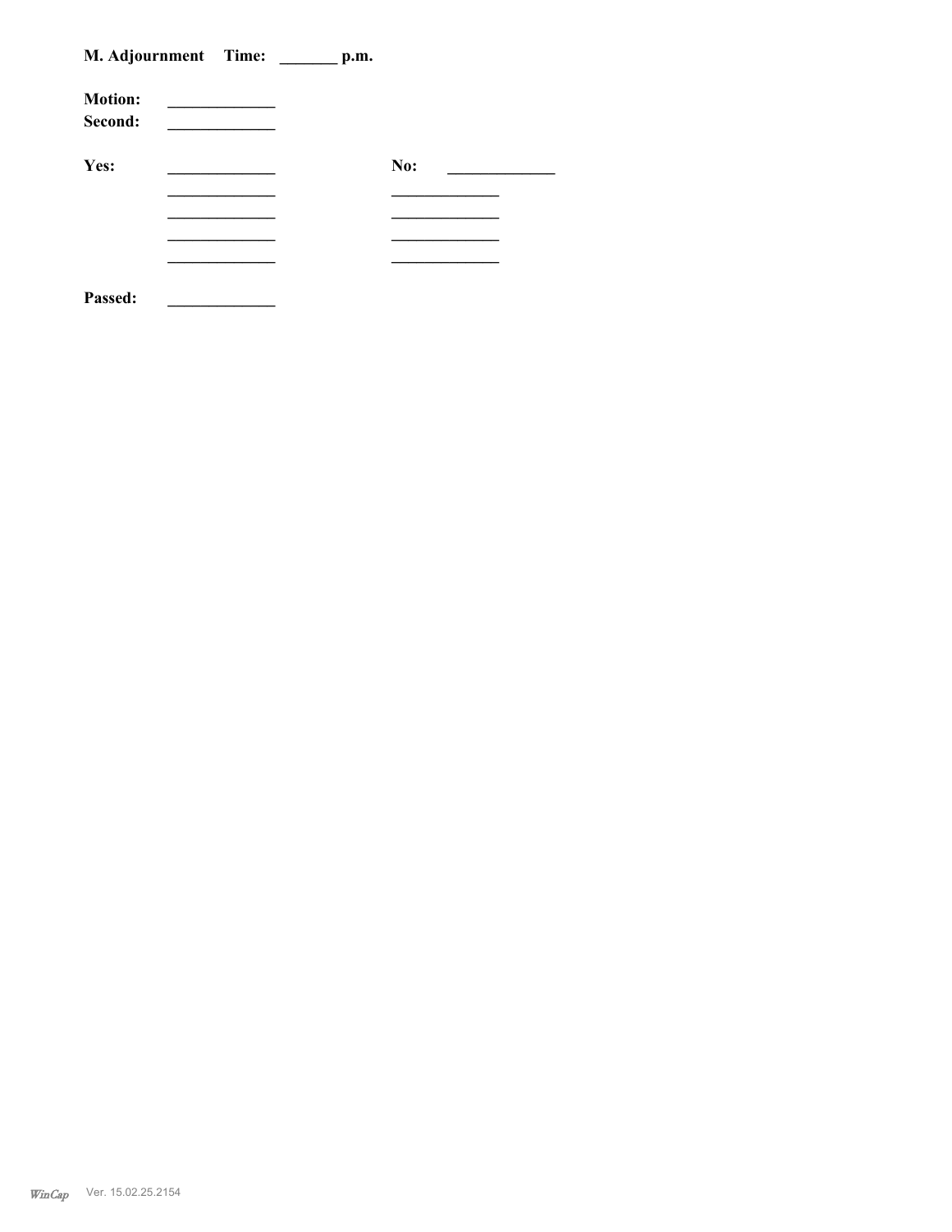**M. Adjournment Time: _______ p.m.**

**Motion:** _____________

**Second:** _____________

| | | | |
|---|---|---|---|
| **Yes:** | _____________ | **No:** | _____________ |
| | _____________ | | _____________ |
| | _____________ | | _____________ |
| | _____________ | | _____________ |
| | _____________ | | _____________ |

**Passed:** _____________

*WinCap* Ver. 15.02.25.2154